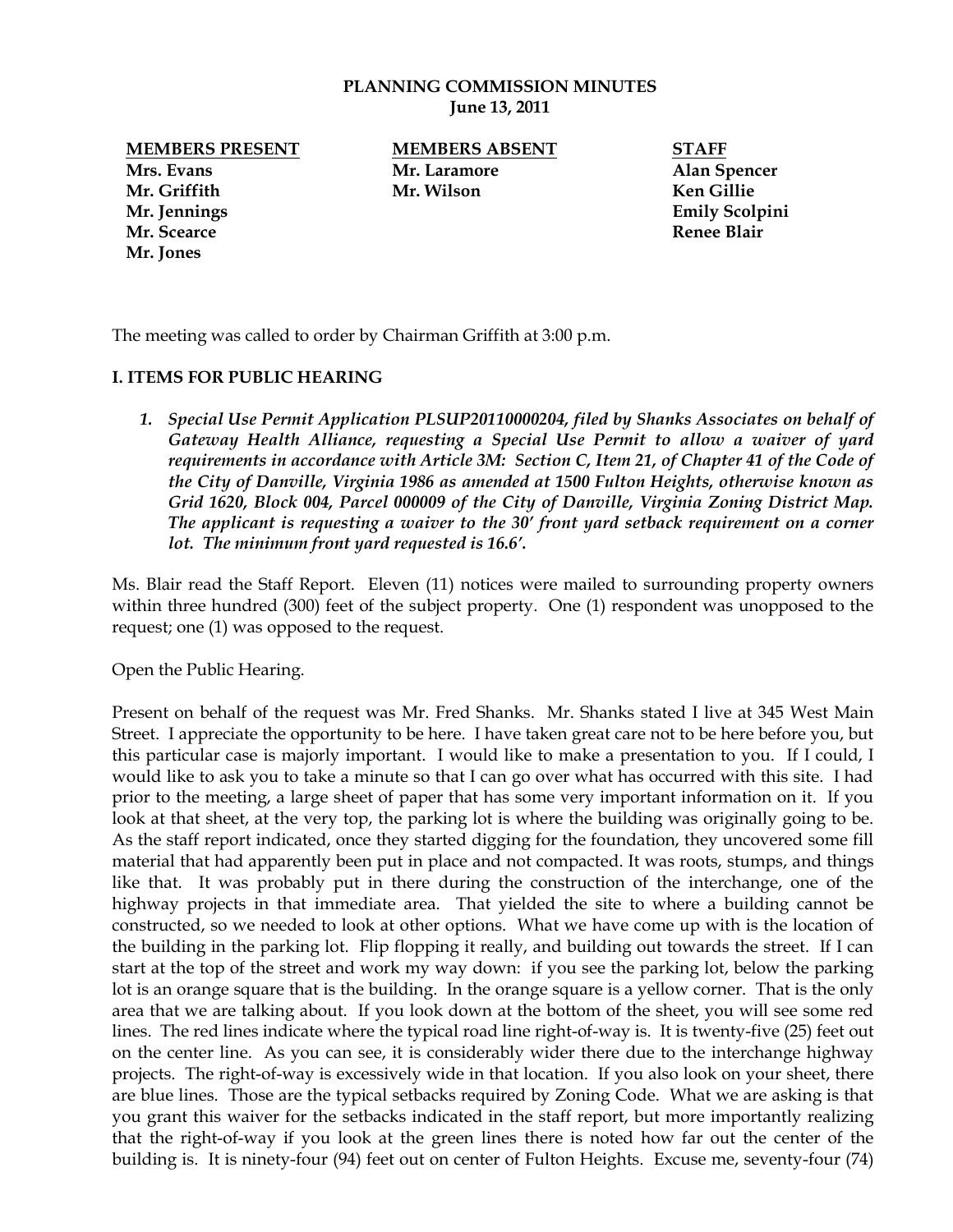**PLANNING COMMISSION MINUTES**
**June 13, 2011**

| MEMBERS PRESENT | MEMBERS ABSENT | STAFF |
|---|---|---|
| Mrs. Evans | Mr. Laramore | Alan Spencer |
| Mr. Griffith | Mr. Wilson | Ken Gillie |
| Mr. Jennings | | Emily Scolpini |
| Mr. Scearce | | Renee Blair |
| Mr. Jones | | |

The meeting was called to order by Chairman Griffith at 3:00 p.m.

## I. ITEMS FOR PUBLIC HEARING

1. *Special Use Permit Application PLSUP20110000204, filed by Shanks Associates on behalf of Gateway Health Alliance, requesting a Special Use Permit to allow a waiver of yard requirements in accordance with Article 3M: Section C, Item 21, of Chapter 41 of the Code of the City of Danville, Virginia 1986 as amended at 1500 Fulton Heights, otherwise known as Grid 1620, Block 004, Parcel 000009 of the City of Danville, Virginia Zoning District Map. The applicant is requesting a waiver to the 30' front yard setback requirement on a corner lot. The minimum front yard requested is 16.6'.*

Ms. Blair read the Staff Report. Eleven (11) notices were mailed to surrounding property owners within three hundred (300) feet of the subject property. One (1) respondent was unopposed to the request; one (1) was opposed to the request.

Open the Public Hearing.

Present on behalf of the request was Mr. Fred Shanks. Mr. Shanks stated I live at 345 West Main Street. I appreciate the opportunity to be here. I have taken great care not to be here before you, but this particular case is majorly important. I would like to make a presentation to you. If I could, I would like to ask you to take a minute so that I can go over what has occurred with this site. I had prior to the meeting, a large sheet of paper that has some very important information on it. If you look at that sheet, at the very top, the parking lot is where the building was originally going to be. As the staff report indicated, once they started digging for the foundation, they uncovered some fill material that had apparently been put in place and not compacted. It was roots, stumps, and things like that. It was probably put in there during the construction of the interchange, one of the highway projects in that immediate area. That yielded the site to where a building cannot be constructed, so we needed to look at other options. What we have come up with is the location of the building in the parking lot. Flip flopping it really, and building out towards the street. If I can start at the top of the street and work my way down: if you see the parking lot, below the parking lot is an orange square that is the building. In the orange square is a yellow corner. That is the only area that we are talking about. If you look down at the bottom of the sheet, you will see some red lines. The red lines indicate where the typical road line right-of-way is. It is twenty-five (25) feet out on the center line. As you can see, it is considerably wider there due to the interchange highway projects. The right-of-way is excessively wide in that location. If you also look on your sheet, there are blue lines. Those are the typical setbacks required by Zoning Code. What we are asking is that you grant this waiver for the setbacks indicated in the staff report, but more importantly realizing that the right-of-way if you look at the green lines there is noted how far out the center of the building is. It is ninety-four (94) feet out on center of Fulton Heights. Excuse me, seventy-four (74)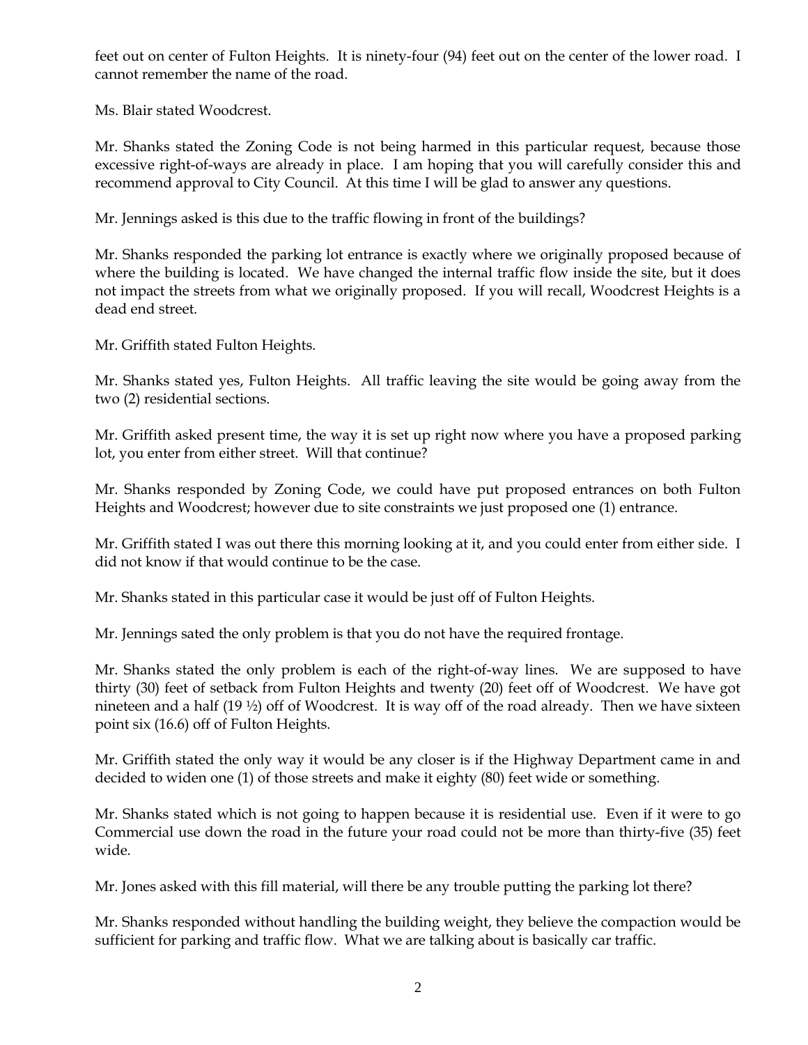feet out on center of Fulton Heights. It is ninety-four (94) feet out on the center of the lower road. I cannot remember the name of the road.

Ms. Blair stated Woodcrest.

Mr. Shanks stated the Zoning Code is not being harmed in this particular request, because those excessive right-of-ways are already in place. I am hoping that you will carefully consider this and recommend approval to City Council. At this time I will be glad to answer any questions.

Mr. Jennings asked is this due to the traffic flowing in front of the buildings?

Mr. Shanks responded the parking lot entrance is exactly where we originally proposed because of where the building is located. We have changed the internal traffic flow inside the site, but it does not impact the streets from what we originally proposed. If you will recall, Woodcrest Heights is a dead end street.

Mr. Griffith stated Fulton Heights.

Mr. Shanks stated yes, Fulton Heights. All traffic leaving the site would be going away from the two (2) residential sections.

Mr. Griffith asked present time, the way it is set up right now where you have a proposed parking lot, you enter from either street. Will that continue?

Mr. Shanks responded by Zoning Code, we could have put proposed entrances on both Fulton Heights and Woodcrest; however due to site constraints we just proposed one (1) entrance.

Mr. Griffith stated I was out there this morning looking at it, and you could enter from either side. I did not know if that would continue to be the case.

Mr. Shanks stated in this particular case it would be just off of Fulton Heights.

Mr. Jennings sated the only problem is that you do not have the required frontage.

Mr. Shanks stated the only problem is each of the right-of-way lines. We are supposed to have thirty (30) feet of setback from Fulton Heights and twenty (20) feet off of Woodcrest. We have got nineteen and a half (19 ½) off of Woodcrest. It is way off of the road already. Then we have sixteen point six (16.6) off of Fulton Heights.

Mr. Griffith stated the only way it would be any closer is if the Highway Department came in and decided to widen one (1) of those streets and make it eighty (80) feet wide or something.

Mr. Shanks stated which is not going to happen because it is residential use. Even if it were to go Commercial use down the road in the future your road could not be more than thirty-five (35) feet wide.

Mr. Jones asked with this fill material, will there be any trouble putting the parking lot there?

Mr. Shanks responded without handling the building weight, they believe the compaction would be sufficient for parking and traffic flow. What we are talking about is basically car traffic.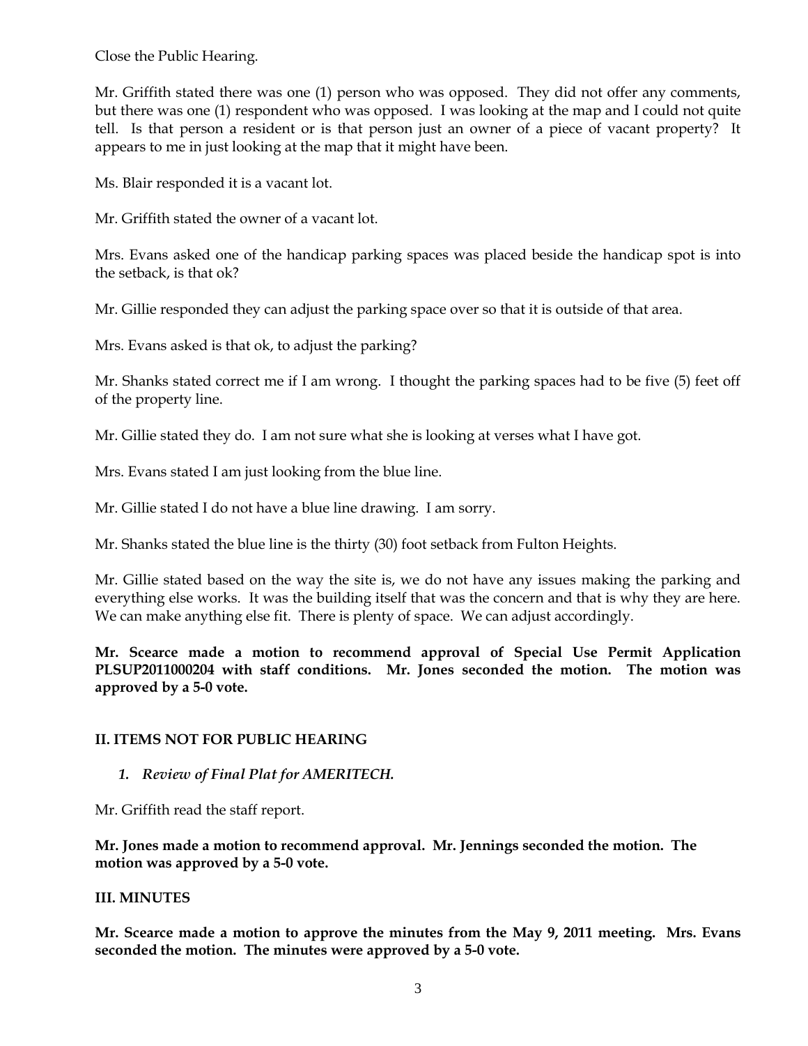Close the Public Hearing.

Mr. Griffith stated there was one (1) person who was opposed. They did not offer any comments, but there was one (1) respondent who was opposed. I was looking at the map and I could not quite tell. Is that person a resident or is that person just an owner of a piece of vacant property? It appears to me in just looking at the map that it might have been.

Ms. Blair responded it is a vacant lot.

Mr. Griffith stated the owner of a vacant lot.

Mrs. Evans asked one of the handicap parking spaces was placed beside the handicap spot is into the setback, is that ok?

Mr. Gillie responded they can adjust the parking space over so that it is outside of that area.

Mrs. Evans asked is that ok, to adjust the parking?

Mr. Shanks stated correct me if I am wrong. I thought the parking spaces had to be five (5) feet off of the property line.

Mr. Gillie stated they do. I am not sure what she is looking at verses what I have got.

Mrs. Evans stated I am just looking from the blue line.

Mr. Gillie stated I do not have a blue line drawing. I am sorry.

Mr. Shanks stated the blue line is the thirty (30) foot setback from Fulton Heights.

Mr. Gillie stated based on the way the site is, we do not have any issues making the parking and everything else works. It was the building itself that was the concern and that is why they are here. We can make anything else fit. There is plenty of space. We can adjust accordingly.

**Mr. Scearce made a motion to recommend approval of Special Use Permit Application PLSUP2011000204 with staff conditions. Mr. Jones seconded the motion. The motion was approved by a 5-0 vote.**

## II. ITEMS NOT FOR PUBLIC HEARING

*1. Review of Final Plat for AMERITECH.*

Mr. Griffith read the staff report.

**Mr. Jones made a motion to recommend approval. Mr. Jennings seconded the motion. The motion was approved by a 5-0 vote.**

## III. MINUTES

**Mr. Scearce made a motion to approve the minutes from the May 9, 2011 meeting. Mrs. Evans seconded the motion. The minutes were approved by a 5-0 vote.**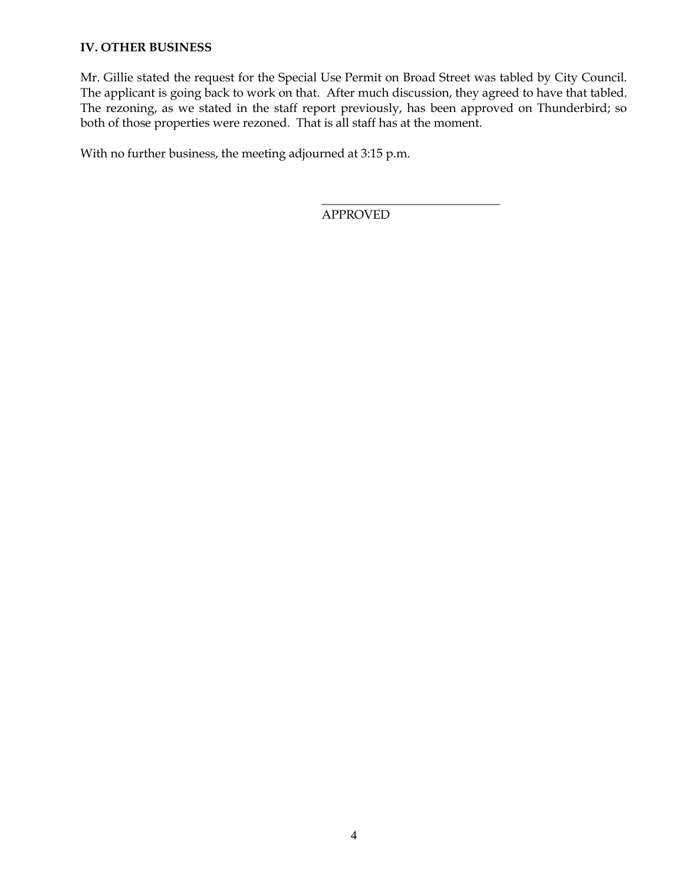**IV. OTHER BUSINESS**

Mr. Gillie stated the request for the Special Use Permit on Broad Street was tabled by City Council. The applicant is going back to work on that. After much discussion, they agreed to have that tabled. The rezoning, as we stated in the staff report previously, has been approved on Thunderbird; so both of those properties were rezoned. That is all staff has at the moment.

With no further business, the meeting adjourned at 3:15 p.m.

\_\_\_\_\_\_\_\_\_\_\_\_\_\_\_\_\_\_\_\_\_\_\_\_\_\_\_\_\_\_

APPROVED